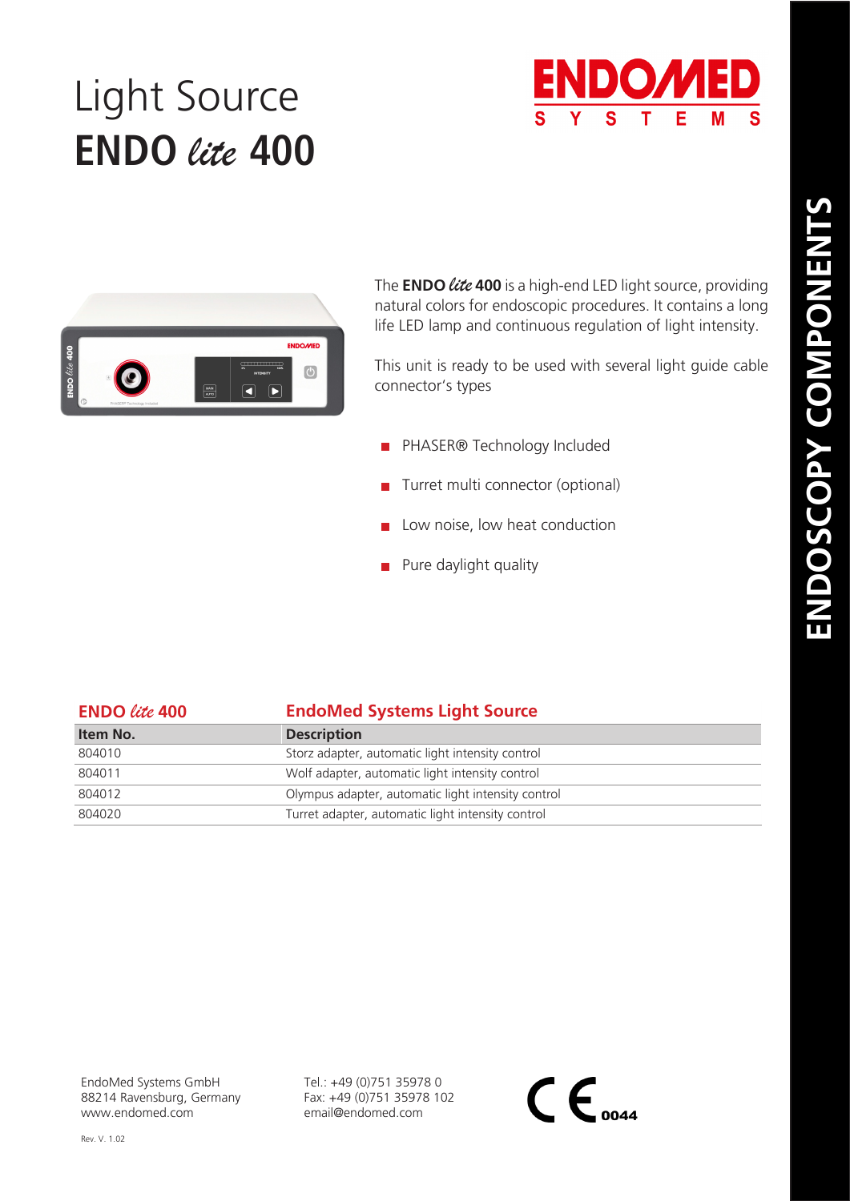# Light Source
# ENDO *lite* 400

ENDOMED SYSTEMS

ENDOSCOPY COMPONENTS

The **ENDO *lite* 400** is a high-end LED light source, providing natural colors for endoscopic procedures. It contains a long life LED lamp and continuous regulation of light intensity.

This unit is ready to be used with several light guide cable connector's types

- PHASER® Technology Included
- Turret multi connector (optional)
- Low noise, low heat conduction
- Pure daylight quality

| ENDO *lite* 400 | EndoMed Systems Light Source |
|---|---|
| **Item No.** | **Description** |
| 804010 | Storz adapter, automatic light intensity control |
| 804011 | Wolf adapter, automatic light intensity control |
| 804012 | Olympus adapter, automatic light intensity control |
| 804020 | Turret adapter, automatic light intensity control |

EndoMed Systems GmbH
88214 Ravensburg, Germany
www.endomed.com

Tel.: +49 (0)751 35978 0
Fax: +49 (0)751 35978 102
email@endomed.com

CE 0044

Rev. V. 1.02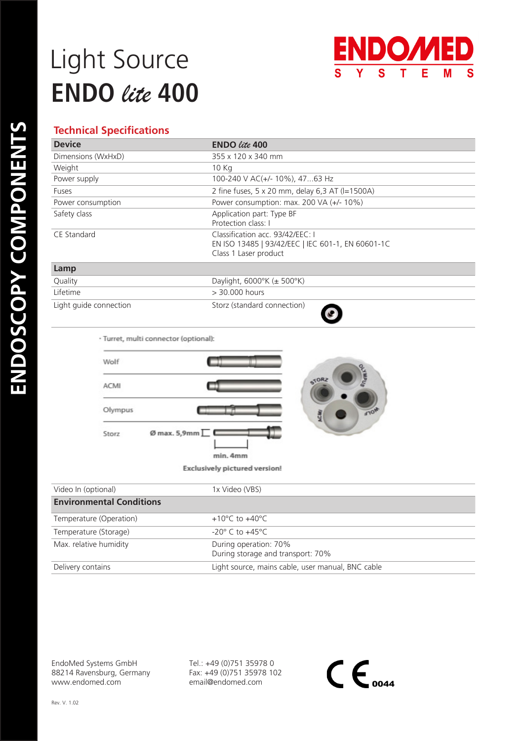# Light Source

# ENDO *lite* 400

ENDOMED SYSTEMS

ENDOSCOPY COMPONENTS

## Technical Specifications

| Device | ENDO *lite* 400 |
|---|---|
| Dimensions (WxHxD) | 355 x 120 x 340 mm |
| Weight | 10 Kg |
| Power supply | 100-240 V AC(+/- 10%), 47...63 Hz |
| Fuses | 2 fine fuses, 5 x 20 mm, delay 6,3 AT (I=1500A) |
| Power consumption | Power consumption: max. 200 VA (+/- 10%) |
| Safety class | Application part: Type BF<br>Protection class: I |
| CE Standard | Classification acc. 93/42/EEC: I<br>EN ISO 13485 \| 93/42/EEC \| IEC 601-1, EN 60601-1C<br>Class 1 Laser product |
| **Lamp** | |
| Quality | Daylight, 6000°K (± 500°K) |
| Lifetime | > 30.000 hours |
| Light guide connection | Storz (standard connection) |

- Turret, multi connector (optional):

Wolf

ACMI

Olympus

Storz Ø max. 5,9mm

min. 4mm

STORZ OLYMPUS ACMI WOLF

**Exclusively pictured version!**

| | |
|---|---|
| Video In (optional) | 1x Video (VBS) |
| **Environmental Conditions** | |
| Temperature (Operation) | +10°C to +40°C |
| Temperature (Storage) | -20° C to +45°C |
| Max. relative humidity | During operation: 70%<br>During storage and transport: 70% |
| Delivery contains | Light source, mains cable, user manual, BNC cable |

EndoMed Systems GmbH
88214 Ravensburg, Germany
www.endomed.com

Tel.: +49 (0)751 35978 0
Fax: +49 (0)751 35978 102
email@endomed.com

CE 0044

Rev. V. 1.02